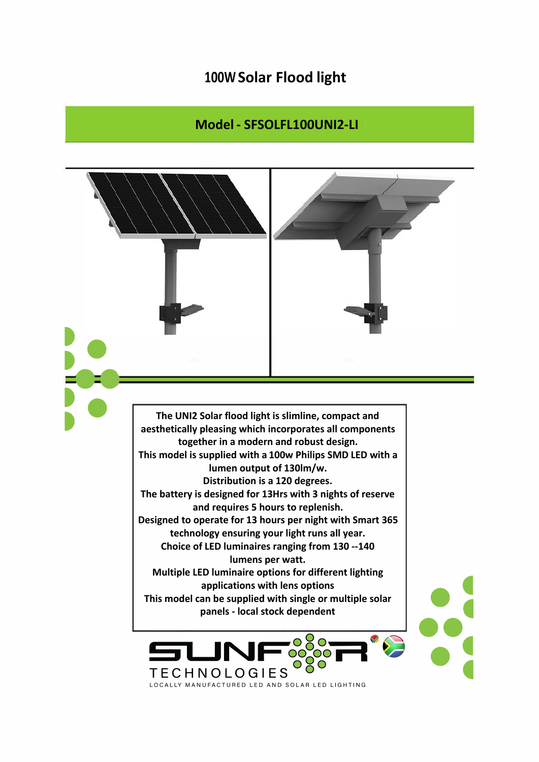# 100W Solar Flood light

## Model - SFSOLFL100UNI2-LI

**The UNI2 Solar flood light is slimline, compact and aesthetically pleasing which incorporates all components together in a modern and robust design.**
**This model is supplied with a 100w Philips SMD LED with a lumen output of 130lm/w.**
**Distribution is a 120 degrees.**
**The battery is designed for 13Hrs with 3 nights of reserve and requires 5 hours to replenish.**
**Designed to operate for 13 hours per night with Smart 365 technology ensuring your light runs all year.**
**Choice of LED luminaires ranging from 130 --140 lumens per watt.**
**Multiple LED luminaire options for different lighting applications with lens options**
**This model can be supplied with single or multiple solar panels - local stock dependent**

SUNFOR TECHNOLOGIES
LOCALLY MANUFACTURED LED AND SOLAR LED LIGHTING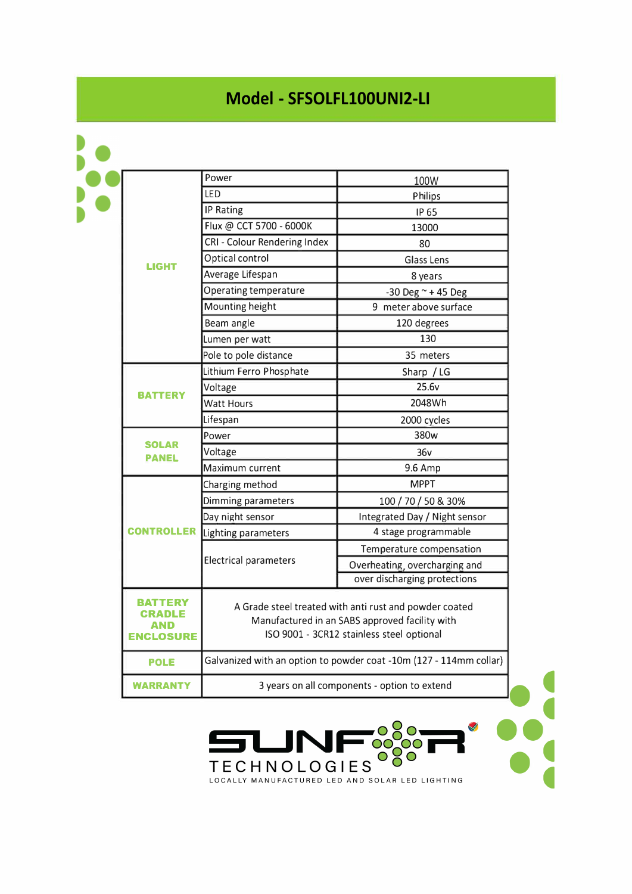# Model - SFSOLFL100UNI2-LI

| | | |
|---|---|---|
| **LIGHT** | Power | 100W |
| | LED | Philips |
| | IP Rating | IP 65 |
| | Flux @ CCT 5700 - 6000K | 13000 |
| | CRI - Colour Rendering Index | 80 |
| | Optical control | Glass Lens |
| | Average Lifespan | 8 years |
| | Operating temperature | -30 Deg ~ + 45 Deg |
| | Mounting height | 9 meter above surface |
| | Beam angle | 120 degrees |
| | Lumen per watt | 130 |
| | Pole to pole distance | 35 meters |
| **BATTERY** | Lithium Ferro Phosphate | Sharp / LG |
| | Voltage | 25.6v |
| | Watt Hours | 2048Wh |
| | Lifespan | 2000 cycles |
| **SOLAR PANEL** | Power | 380w |
| | Voltage | 36v |
| | Maximum current | 9.6 Amp |
| **CONTROLLER** | Charging method | MPPT |
| | Dimming parameters | 100 / 70 / 50 & 30% |
| | Day night sensor | Integrated Day / Night sensor |
| | Lighting parameters | 4 stage programmable |
| | Electrical parameters | Temperature compensation |
| | | Overheating, overcharging and over discharging protections |
| **BATTERY CRADLE AND ENCLOSURE** | A Grade steel treated with anti rust and powder coated Manufactured in an SABS approved facility with ISO 9001 - 3CR12 stainless steel optional | |
| **POLE** | Galvanized with an option to powder coat -10m (127 - 114mm collar) | |
| **WARRANTY** | 3 years on all components - option to extend | |

SUNFOR TECHNOLOGIES

LOCALLY MANUFACTURED LED AND SOLAR LED LIGHTING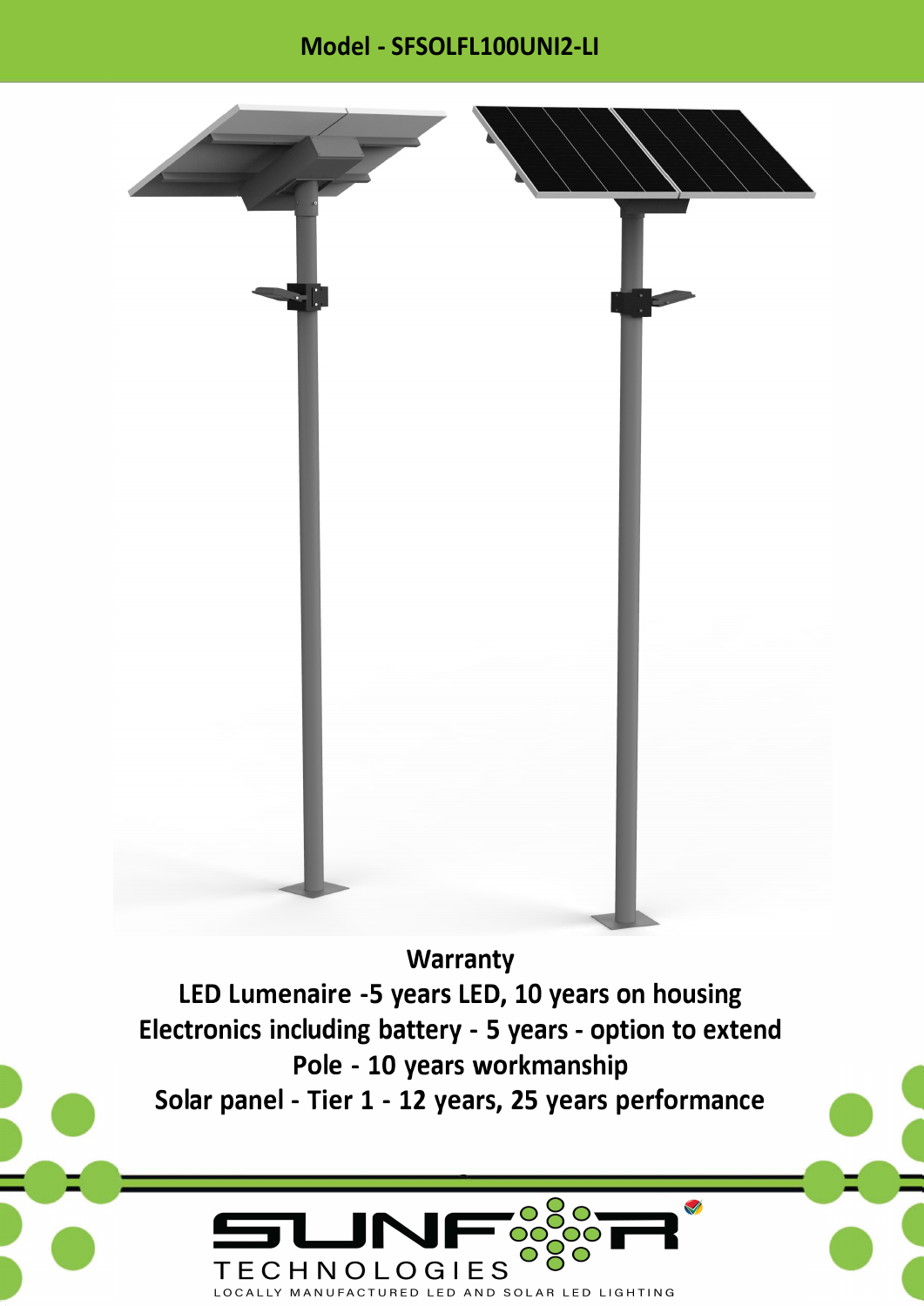# Model - SFSOLFL100UNI2-LI

**Warranty**

**LED Lumenaire -5 years LED, 10 years on housing**

**Electronics including battery - 5 years - option to extend**

**Pole - 10 years workmanship**

**Solar panel - Tier 1 - 12 years, 25 years performance**

SUNFOR TECHNOLOGIES

LOCALLY MANUFACTURED LED AND SOLAR LED LIGHTING